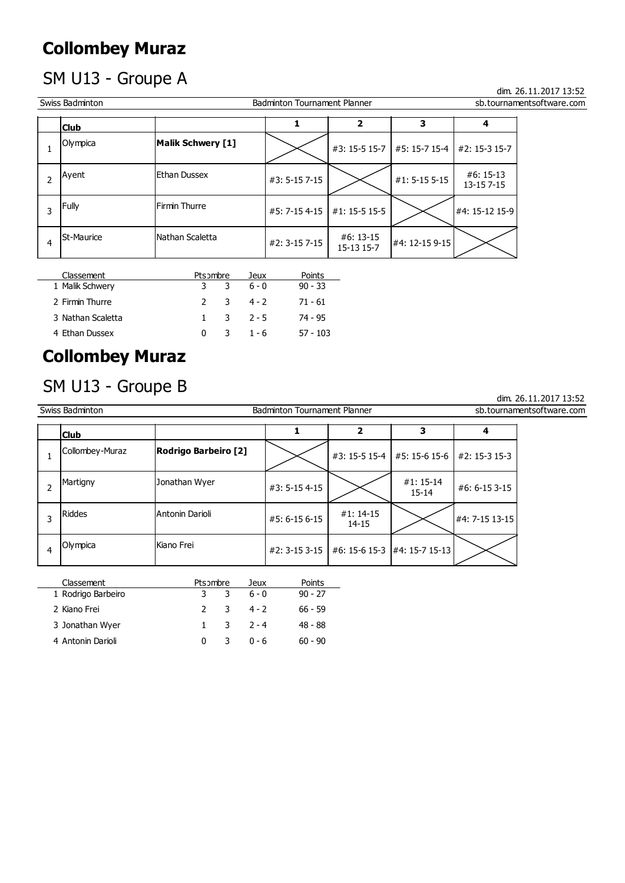# Collombey Muraz

## SM U13 - Groupe A

dim. 26.11.2017 13:52

Swiss Badminton | Badminton Tournament Planner | sb.tournamentsoftware.com

| | Club | | 1 | 2 | 3 | 4 |
|---|---|---|---|---|---|---|
| 1 | Olympica | **Malik Schwery [1]** | | #3: 15-5 15-7 | #5: 15-7 15-4 | #2: 15-3 15-7 |
| 2 | Ayent | Ethan Dussex | #3: 5-15 7-15 | | #1: 5-15 5-15 | #6: 15-13 13-15 7-15 |
| 3 | Fully | Firmin Thurre | #5: 7-15 4-15 | #1: 15-5 15-5 | | #4: 15-12 15-9 |
| 4 | St-Maurice | Nathan Scaletta | #2: 3-15 7-15 | #6: 13-15 15-13 15-7 | #4: 12-15 9-15 | |

| Classement | Pts | Nombre | Jeux | Points |
|---|---|---|---|---|
| 1 Malik Schwery | 3 | 3 | 6 - 0 | 90 - 33 |
| 2 Firmin Thurre | 2 | 3 | 4 - 2 | 71 - 61 |
| 3 Nathan Scaletta | 1 | 3 | 2 - 5 | 74 - 95 |
| 4 Ethan Dussex | 0 | 3 | 1 - 6 | 57 - 103 |

# Collombey Muraz

## SM U13 - Groupe B

dim. 26.11.2017 13:52

Swiss Badminton | Badminton Tournament Planner | sb.tournamentsoftware.com

| | Club | | 1 | 2 | 3 | 4 |
|---|---|---|---|---|---|---|
| 1 | Collombey-Muraz | **Rodrigo Barbeiro [2]** | | #3: 15-5 15-4 | #5: 15-6 15-6 | #2: 15-3 15-3 |
| 2 | Martigny | Jonathan Wyer | #3: 5-15 4-15 | | #1: 15-14 15-14 | #6: 6-15 3-15 |
| 3 | Riddes | Antonin Darioli | #5: 6-15 6-15 | #1: 14-15 14-15 | | #4: 7-15 13-15 |
| 4 | Olympica | Kiano Frei | #2: 3-15 3-15 | #6: 15-6 15-3 | #4: 15-7 15-13 | |

| Classement | Pts | Nombre | Jeux | Points |
|---|---|---|---|---|
| 1 Rodrigo Barbeiro | 3 | 3 | 6 - 0 | 90 - 27 |
| 2 Kiano Frei | 2 | 3 | 4 - 2 | 66 - 59 |
| 3 Jonathan Wyer | 1 | 3 | 2 - 4 | 48 - 88 |
| 4 Antonin Darioli | 0 | 3 | 0 - 6 | 60 - 90 |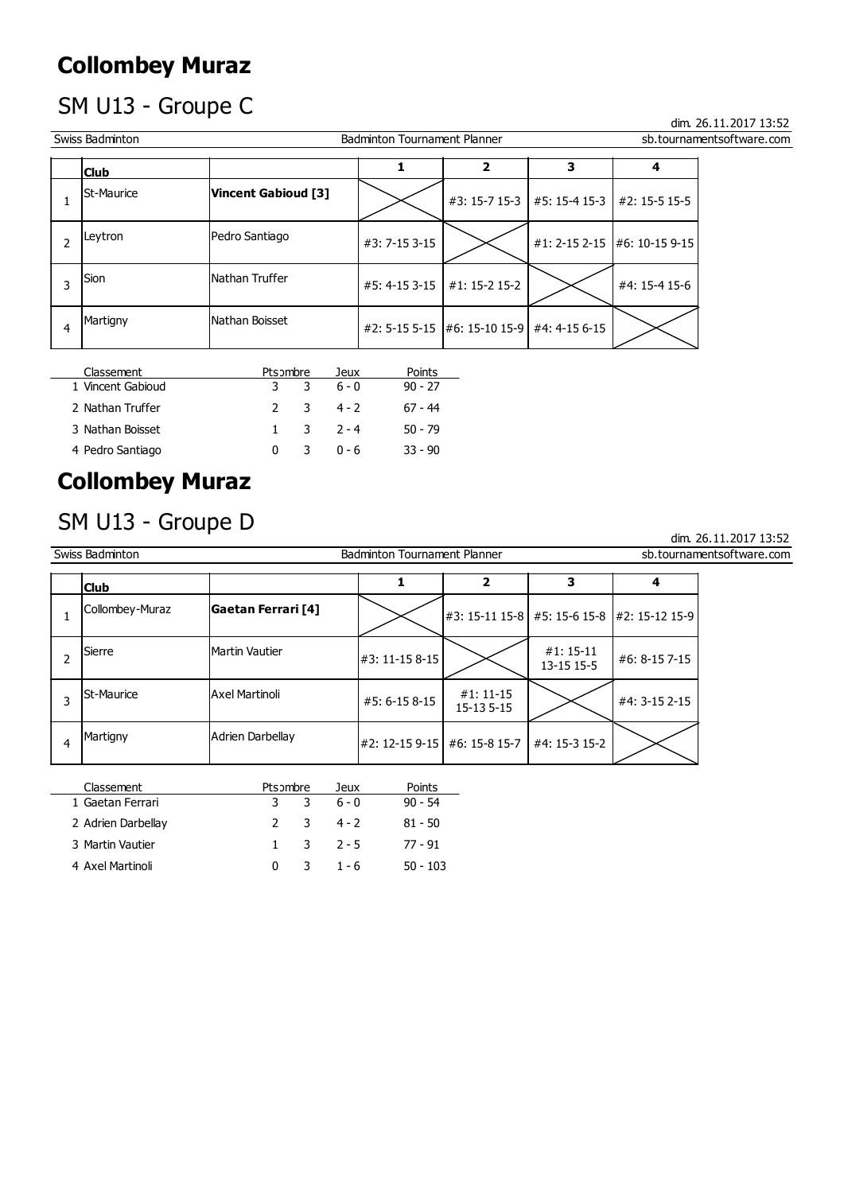# Collombey Muraz

## SM U13 - Groupe C

dim. 26.11.2017 13:52

Swiss Badminton | Badminton Tournament Planner | sb.tournamentsoftware.com

| | Club | | 1 | 2 | 3 | 4 |
|---|---|---|---|---|---|---|
| 1 | St-Maurice | **Vincent Gabioud [3]** | | #3: 15-7 15-3 | #5: 15-4 15-3 | #2: 15-5 15-5 |
| 2 | Leytron | Pedro Santiago | #3: 7-15 3-15 | | #1: 2-15 2-15 | #6: 10-15 9-15 |
| 3 | Sion | Nathan Truffer | #5: 4-15 3-15 | #1: 15-2 15-2 | | #4: 15-4 15-6 |
| 4 | Martigny | Nathan Boisset | #2: 5-15 5-15 | #6: 15-10 15-9 | #4: 4-15 6-15 | |

| Classement | Pts | Nombre | Jeux | Points |
|---|---|---|---|---|
| 1 Vincent Gabioud | 3 | 3 | 6 - 0 | 90 - 27 |
| 2 Nathan Truffer | 2 | 3 | 4 - 2 | 67 - 44 |
| 3 Nathan Boisset | 1 | 3 | 2 - 4 | 50 - 79 |
| 4 Pedro Santiago | 0 | 3 | 0 - 6 | 33 - 90 |

# Collombey Muraz

## SM U13 - Groupe D

dim. 26.11.2017 13:52

Swiss Badminton | Badminton Tournament Planner | sb.tournamentsoftware.com

| | Club | | 1 | 2 | 3 | 4 |
|---|---|---|---|---|---|---|
| 1 | Collombey-Muraz | **Gaetan Ferrari [4]** | | #3: 15-11 15-8 | #5: 15-6 15-8 | #2: 15-12 15-9 |
| 2 | Sierre | Martin Vautier | #3: 11-15 8-15 | | #1: 15-11 13-15 15-5 | #6: 8-15 7-15 |
| 3 | St-Maurice | Axel Martinoli | #5: 6-15 8-15 | #1: 11-15 15-13 5-15 | | #4: 3-15 2-15 |
| 4 | Martigny | Adrien Darbellay | #2: 12-15 9-15 | #6: 15-8 15-7 | #4: 15-3 15-2 | |

| Classement | Pts | Nombre | Jeux | Points |
|---|---|---|---|---|
| 1 Gaetan Ferrari | 3 | 3 | 6 - 0 | 90 - 54 |
| 2 Adrien Darbellay | 2 | 3 | 4 - 2 | 81 - 50 |
| 3 Martin Vautier | 1 | 3 | 2 - 5 | 77 - 91 |
| 4 Axel Martinoli | 0 | 3 | 1 - 6 | 50 - 103 |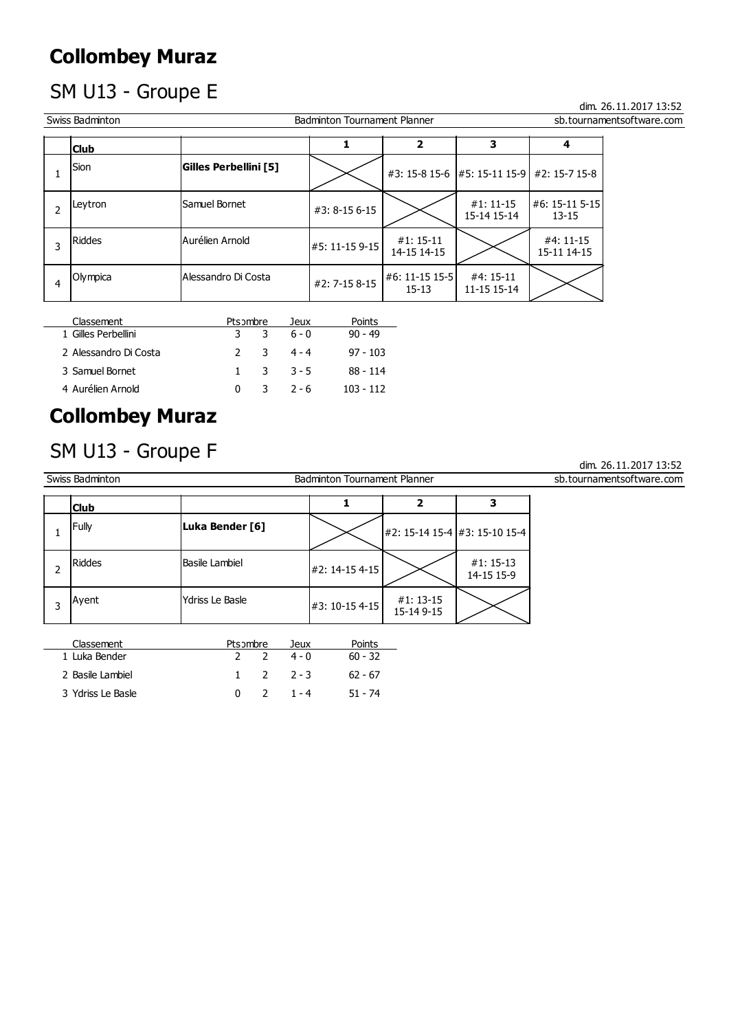# Collombey Muraz

## SM U13 - Groupe E

dim. 26.11.2017 13:52

Swiss Badminton | Badminton Tournament Planner | sb.tournamentsoftware.com

| | Club | | 1 | 2 | 3 | 4 |
|---|---|---|---|---|---|---|
| 1 | Sion | **Gilles Perbellini [5]** | | #3: 15-8 15-6 | #5: 15-11 15-9 | #2: 15-7 15-8 |
| 2 | Leytron | Samuel Bornet | #3: 8-15 6-15 | | #1: 11-15 15-14 15-14 | #6: 15-11 5-15 13-15 |
| 3 | Riddes | Aurélien Arnold | #5: 11-15 9-15 | #1: 15-11 14-15 14-15 | | #4: 11-15 15-11 14-15 |
| 4 | Olympica | Alessandro Di Costa | #2: 7-15 8-15 | #6: 11-15 15-5 15-13 | #4: 15-11 11-15 15-14 | |

| Classement | Pts | ombre | Jeux | Points |
|---|---|---|---|---|
| 1 Gilles Perbellini | 3 | 3 | 6 - 0 | 90 - 49 |
| 2 Alessandro Di Costa | 2 | 3 | 4 - 4 | 97 - 103 |
| 3 Samuel Bornet | 1 | 3 | 3 - 5 | 88 - 114 |
| 4 Aurélien Arnold | 0 | 3 | 2 - 6 | 103 - 112 |

# Collombey Muraz

## SM U13 - Groupe F

dim. 26.11.2017 13:52

Swiss Badminton | Badminton Tournament Planner | sb.tournamentsoftware.com

| | Club | | 1 | 2 | 3 |
|---|---|---|---|---|---|
| 1 | Fully | **Luka Bender [6]** | | #2: 15-14 15-4 | #3: 15-10 15-4 |
| 2 | Riddes | Basile Lambiel | #2: 14-15 4-15 | | #1: 15-13 14-15 15-9 |
| 3 | Ayent | Ydriss Le Basle | #3: 10-15 4-15 | #1: 13-15 15-14 9-15 | |

| Classement | Pts | ombre | Jeux | Points |
|---|---|---|---|---|
| 1 Luka Bender | 2 | 2 | 4 - 0 | 60 - 32 |
| 2 Basile Lambiel | 1 | 2 | 2 - 3 | 62 - 67 |
| 3 Ydriss Le Basle | 0 | 2 | 1 - 4 | 51 - 74 |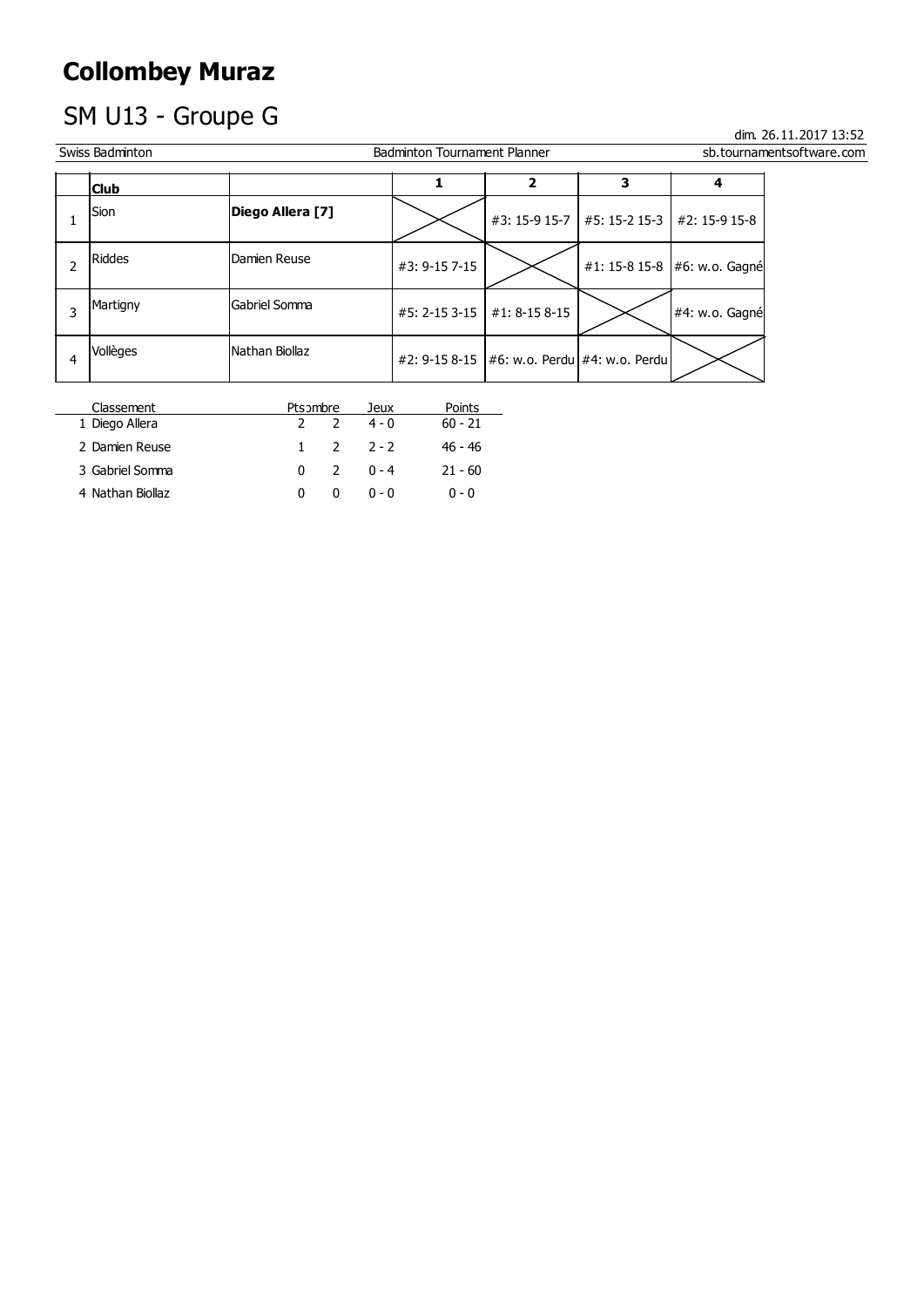# Collombey Muraz

## SM U13 - Groupe G

dim. 26.11.2017 13:52

Swiss Badminton | Badminton Tournament Planner | sb.tournamentsoftware.com

| | Club | | 1 | 2 | 3 | 4 |
|---|---|---|---|---|---|---|
| 1 | Sion | **Diego Allera [7]** | | #3: 15-9 15-7 | #5: 15-2 15-3 | #2: 15-9 15-8 |
| 2 | Riddes | Damien Reuse | #3: 9-15 7-15 | | #1: 15-8 15-8 | #6: w.o. Gagné |
| 3 | Martigny | Gabriel Somma | #5: 2-15 3-15 | #1: 8-15 8-15 | | #4: w.o. Gagné |
| 4 | Vollèges | Nathan Biollaz | #2: 9-15 8-15 | #6: w.o. Perdu | #4: w.o. Perdu | |

| Classement | Pts | Nombre | Jeux | Points |
|---|---|---|---|---|
| 1 Diego Allera | 2 | 2 | 4 - 0 | 60 - 21 |
| 2 Damien Reuse | 1 | 2 | 2 - 2 | 46 - 46 |
| 3 Gabriel Somma | 0 | 2 | 0 - 4 | 21 - 60 |
| 4 Nathan Biollaz | 0 | 0 | 0 - 0 | 0 - 0 |